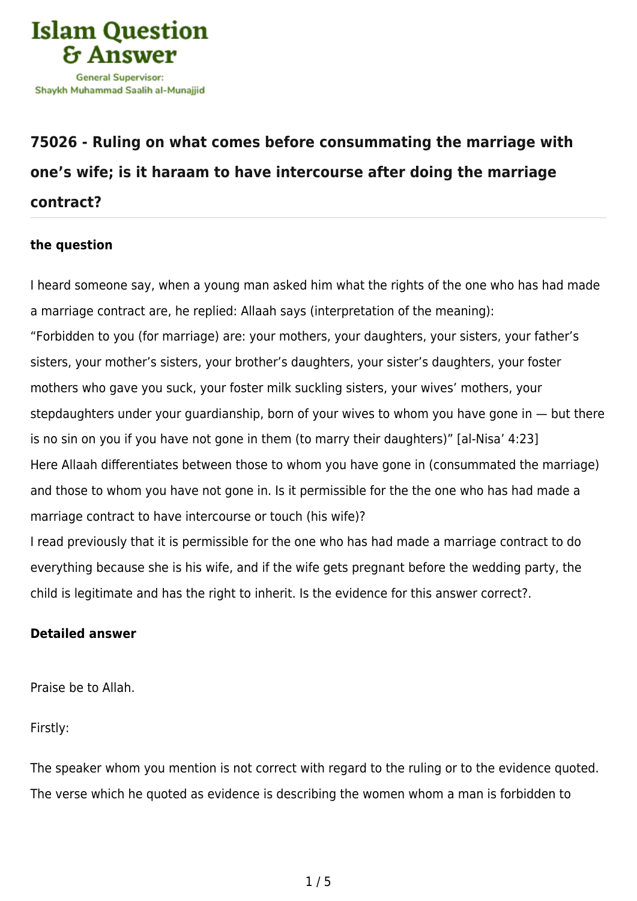# Islam Question & Answer

General Supervisor:
Shaykh Muhammad Saalih al-Munajjid

## 75026 - Ruling on what comes before consummating the marriage with one's wife; is it haraam to have intercourse after doing the marriage contract?

### the question

I heard someone say, when a young man asked him what the rights of the one who has had made a marriage contract are, he replied: Allaah says (interpretation of the meaning):
"Forbidden to you (for marriage) are: your mothers, your daughters, your sisters, your father's sisters, your mother's sisters, your brother's daughters, your sister's daughters, your foster mothers who gave you suck, your foster milk suckling sisters, your wives' mothers, your stepdaughters under your guardianship, born of your wives to whom you have gone in — but there is no sin on you if you have not gone in them (to marry their daughters)" [al-Nisa' 4:23]
Here Allaah differentiates between those to whom you have gone in (consummated the marriage) and those to whom you have not gone in. Is it permissible for the the one who has had made a marriage contract to have intercourse or touch (his wife)?
I read previously that it is permissible for the one who has had made a marriage contract to do everything because she is his wife, and if the wife gets pregnant before the wedding party, the child is legitimate and has the right to inherit. Is the evidence for this answer correct?.

### Detailed answer

Praise be to Allah.

Firstly:

The speaker whom you mention is not correct with regard to the ruling or to the evidence quoted. The verse which he quoted as evidence is describing the women whom a man is forbidden to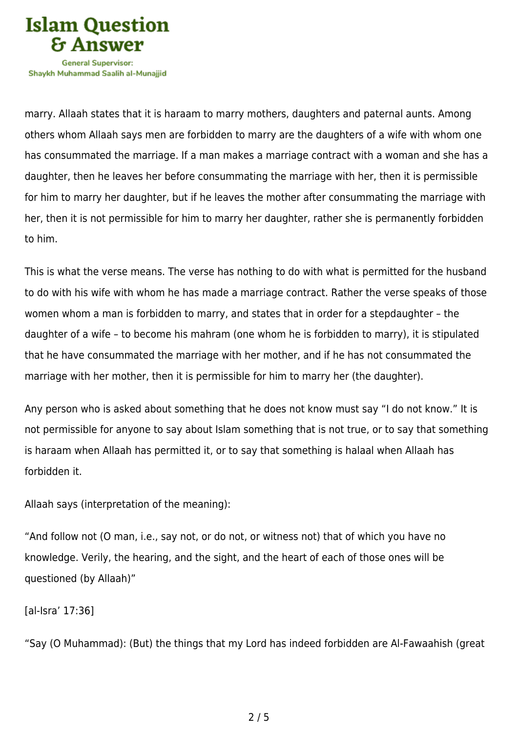marry. Allaah states that it is haraam to marry mothers, daughters and paternal aunts. Among others whom Allaah says men are forbidden to marry are the daughters of a wife with whom one has consummated the marriage. If a man makes a marriage contract with a woman and she has a daughter, then he leaves her before consummating the marriage with her, then it is permissible for him to marry her daughter, but if he leaves the mother after consummating the marriage with her, then it is not permissible for him to marry her daughter, rather she is permanently forbidden to him.

This is what the verse means. The verse has nothing to do with what is permitted for the husband to do with his wife with whom he has made a marriage contract. Rather the verse speaks of those women whom a man is forbidden to marry, and states that in order for a stepdaughter – the daughter of a wife – to become his mahram (one whom he is forbidden to marry), it is stipulated that he have consummated the marriage with her mother, and if he has not consummated the marriage with her mother, then it is permissible for him to marry her (the daughter).

Any person who is asked about something that he does not know must say "I do not know." It is not permissible for anyone to say about Islam something that is not true, or to say that something is haraam when Allaah has permitted it, or to say that something is halaal when Allaah has forbidden it.

Allaah says (interpretation of the meaning):

"And follow not (O man, i.e., say not, or do not, or witness not) that of which you have no knowledge. Verily, the hearing, and the sight, and the heart of each of those ones will be questioned (by Allaah)"

[al-Isra' 17:36]

"Say (O Muhammad): (But) the things that my Lord has indeed forbidden are Al-Fawaahish (great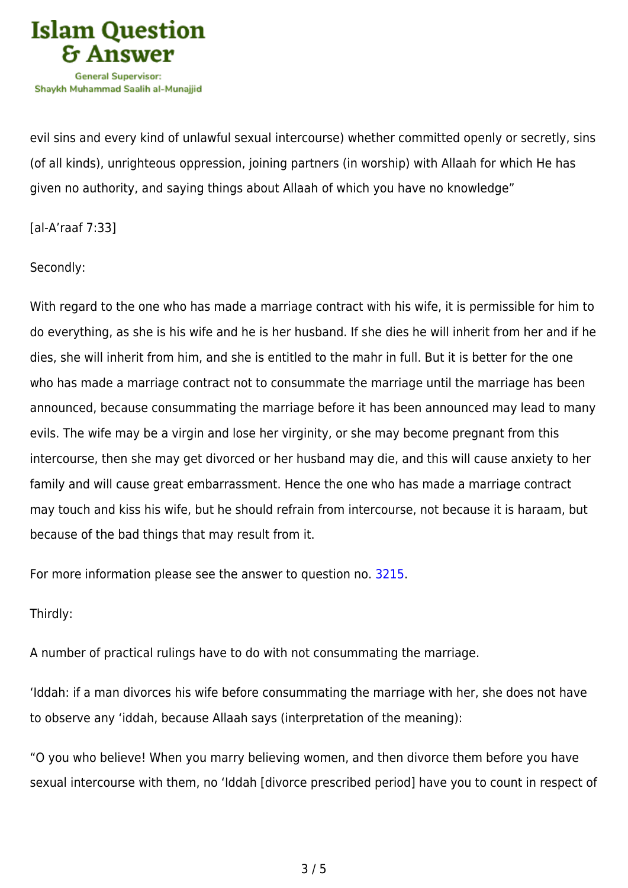evil sins and every kind of unlawful sexual intercourse) whether committed openly or secretly, sins (of all kinds), unrighteous oppression, joining partners (in worship) with Allaah for which He has given no authority, and saying things about Allaah of which you have no knowledge"

[al-A'raaf 7:33]

Secondly:

With regard to the one who has made a marriage contract with his wife, it is permissible for him to do everything, as she is his wife and he is her husband. If she dies he will inherit from her and if he dies, she will inherit from him, and she is entitled to the mahr in full. But it is better for the one who has made a marriage contract not to consummate the marriage until the marriage has been announced, because consummating the marriage before it has been announced may lead to many evils. The wife may be a virgin and lose her virginity, or she may become pregnant from this intercourse, then she may get divorced or her husband may die, and this will cause anxiety to her family and will cause great embarrassment. Hence the one who has made a marriage contract may touch and kiss his wife, but he should refrain from intercourse, not because it is haraam, but because of the bad things that may result from it.

For more information please see the answer to question no. 3215.

Thirdly:

A number of practical rulings have to do with not consummating the marriage.

'Iddah: if a man divorces his wife before consummating the marriage with her, she does not have to observe any 'iddah, because Allaah says (interpretation of the meaning):

"O you who believe! When you marry believing women, and then divorce them before you have sexual intercourse with them, no 'Iddah [divorce prescribed period] have you to count in respect of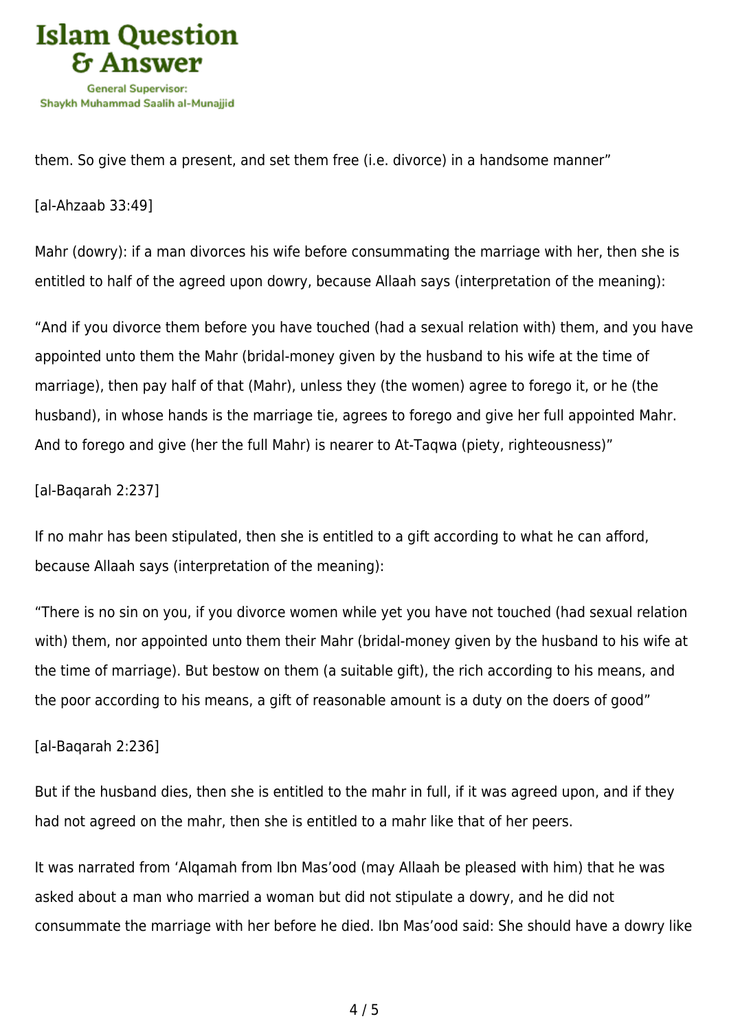them. So give them a present, and set them free (i.e. divorce) in a handsome manner"

[al-Ahzaab 33:49]

Mahr (dowry): if a man divorces his wife before consummating the marriage with her, then she is entitled to half of the agreed upon dowry, because Allaah says (interpretation of the meaning):

"And if you divorce them before you have touched (had a sexual relation with) them, and you have appointed unto them the Mahr (bridal-money given by the husband to his wife at the time of marriage), then pay half of that (Mahr), unless they (the women) agree to forego it, or he (the husband), in whose hands is the marriage tie, agrees to forego and give her full appointed Mahr. And to forego and give (her the full Mahr) is nearer to At-Taqwa (piety, righteousness)"

[al-Baqarah 2:237]

If no mahr has been stipulated, then she is entitled to a gift according to what he can afford, because Allaah says (interpretation of the meaning):

"There is no sin on you, if you divorce women while yet you have not touched (had sexual relation with) them, nor appointed unto them their Mahr (bridal-money given by the husband to his wife at the time of marriage). But bestow on them (a suitable gift), the rich according to his means, and the poor according to his means, a gift of reasonable amount is a duty on the doers of good"

[al-Baqarah 2:236]

But if the husband dies, then she is entitled to the mahr in full, if it was agreed upon, and if they had not agreed on the mahr, then she is entitled to a mahr like that of her peers.

It was narrated from 'Alqamah from Ibn Mas'ood (may Allaah be pleased with him) that he was asked about a man who married a woman but did not stipulate a dowry, and he did not consummate the marriage with her before he died. Ibn Mas'ood said: She should have a dowry like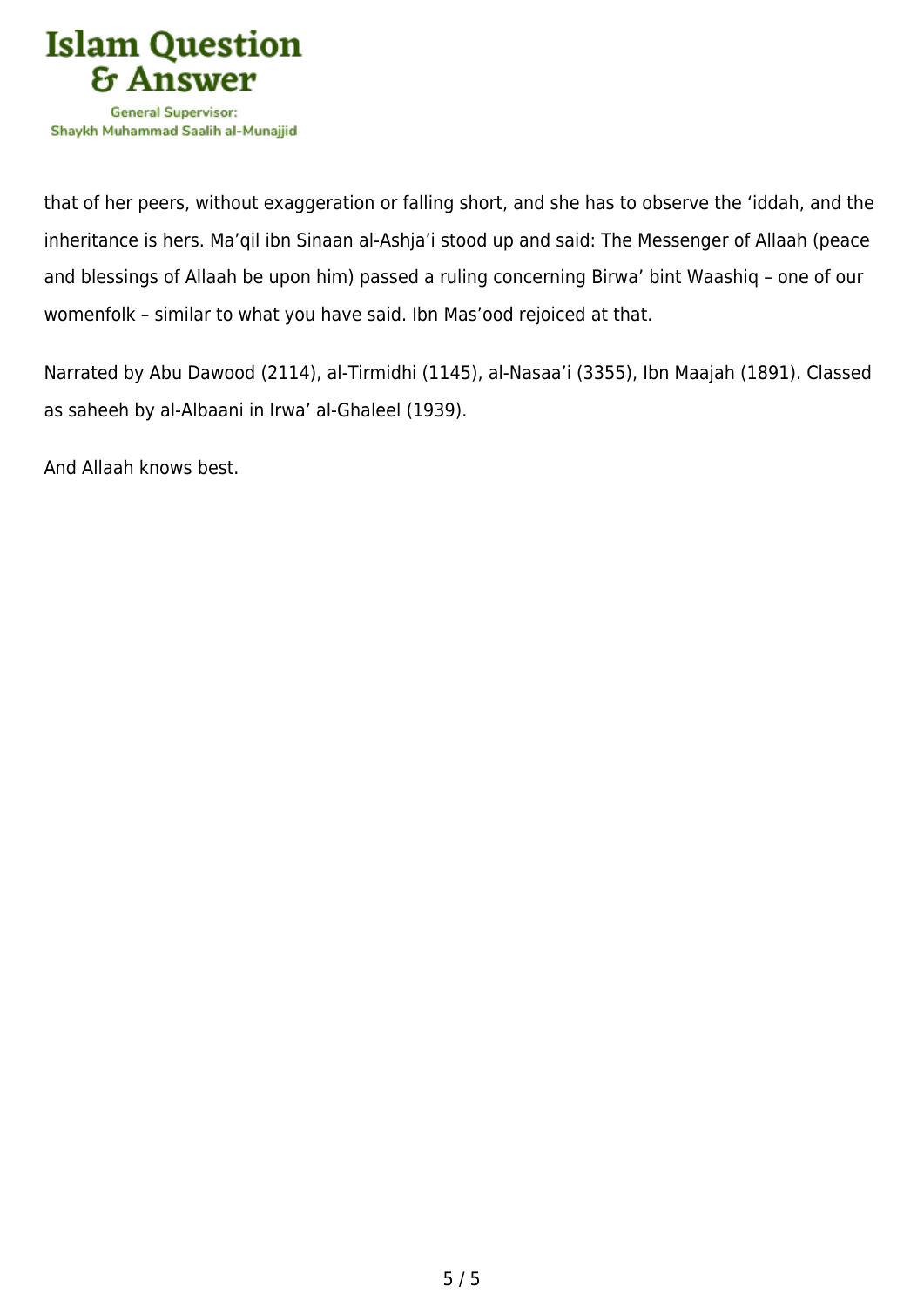that of her peers, without exaggeration or falling short, and she has to observe the ‘iddah, and the inheritance is hers. Ma’qil ibn Sinaan al-Ashja’i stood up and said: The Messenger of Allaah (peace and blessings of Allaah be upon him) passed a ruling concerning Birwa’ bint Waashiq – one of our womenfolk – similar to what you have said. Ibn Mas’ood rejoiced at that.

Narrated by Abu Dawood (2114), al-Tirmidhi (1145), al-Nasaa’i (3355), Ibn Maajah (1891). Classed as saheeh by al-Albaani in Irwa’ al-Ghaleel (1939).

And Allaah knows best.